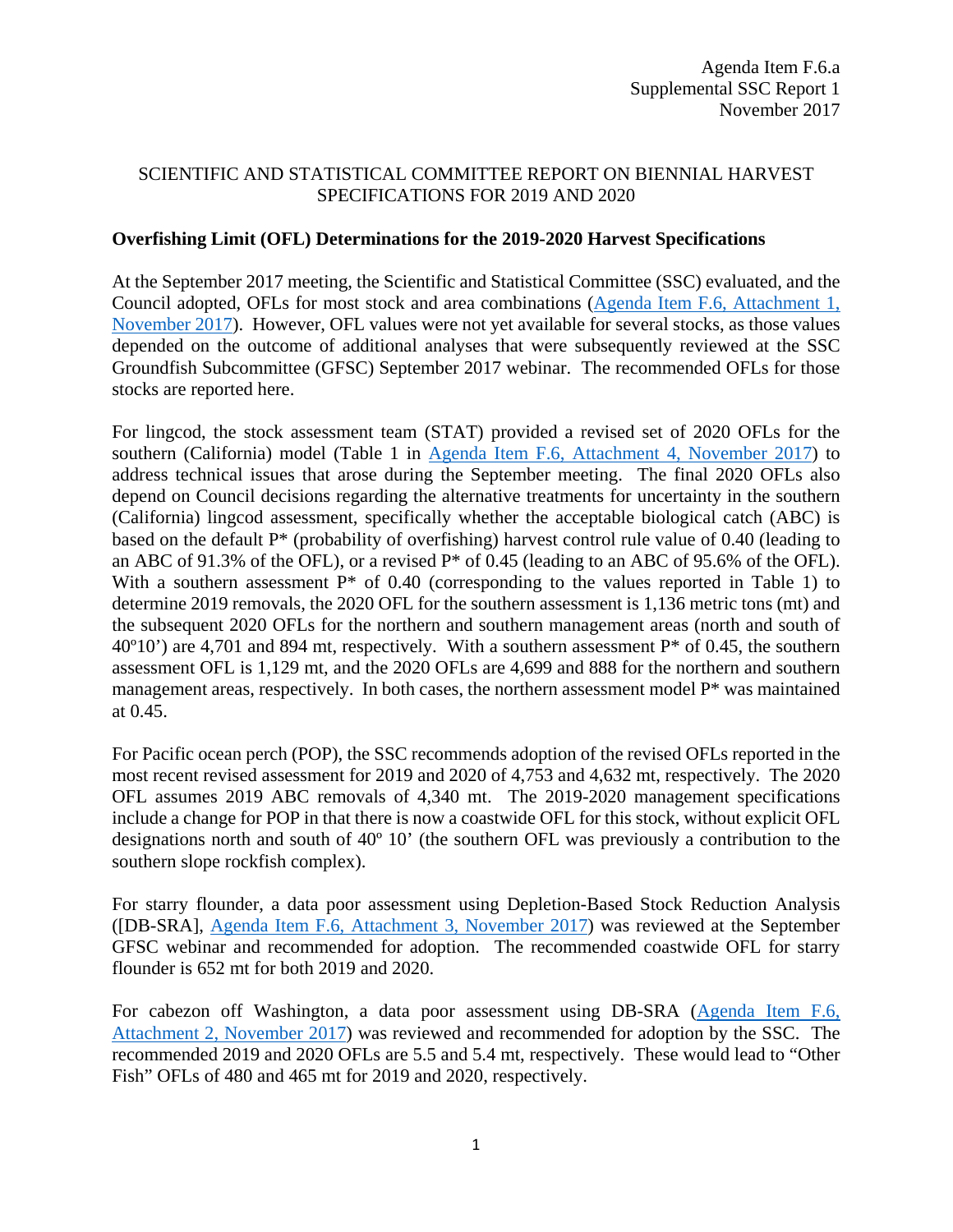Agenda Item F.6.a
Supplemental SSC Report 1
November 2017

SCIENTIFIC AND STATISTICAL COMMITTEE REPORT ON BIENNIAL HARVEST SPECIFICATIONS FOR 2019 AND 2020

**Overfishing Limit (OFL) Determinations for the 2019-2020 Harvest Specifications**

At the September 2017 meeting, the Scientific and Statistical Committee (SSC) evaluated, and the Council adopted, OFLs for most stock and area combinations (Agenda Item F.6, Attachment 1, November 2017). However, OFL values were not yet available for several stocks, as those values depended on the outcome of additional analyses that were subsequently reviewed at the SSC Groundfish Subcommittee (GFSC) September 2017 webinar. The recommended OFLs for those stocks are reported here.

For lingcod, the stock assessment team (STAT) provided a revised set of 2020 OFLs for the southern (California) model (Table 1 in Agenda Item F.6, Attachment 4, November 2017) to address technical issues that arose during the September meeting. The final 2020 OFLs also depend on Council decisions regarding the alternative treatments for uncertainty in the southern (California) lingcod assessment, specifically whether the acceptable biological catch (ABC) is based on the default P* (probability of overfishing) harvest control rule value of 0.40 (leading to an ABC of 91.3% of the OFL), or a revised P* of 0.45 (leading to an ABC of 95.6% of the OFL). With a southern assessment P* of 0.40 (corresponding to the values reported in Table 1) to determine 2019 removals, the 2020 OFL for the southern assessment is 1,136 metric tons (mt) and the subsequent 2020 OFLs for the northern and southern management areas (north and south of 40º10') are 4,701 and 894 mt, respectively. With a southern assessment P* of 0.45, the southern assessment OFL is 1,129 mt, and the 2020 OFLs are 4,699 and 888 for the northern and southern management areas, respectively. In both cases, the northern assessment model P* was maintained at 0.45.

For Pacific ocean perch (POP), the SSC recommends adoption of the revised OFLs reported in the most recent revised assessment for 2019 and 2020 of 4,753 and 4,632 mt, respectively. The 2020 OFL assumes 2019 ABC removals of 4,340 mt. The 2019-2020 management specifications include a change for POP in that there is now a coastwide OFL for this stock, without explicit OFL designations north and south of 40º 10' (the southern OFL was previously a contribution to the southern slope rockfish complex).

For starry flounder, a data poor assessment using Depletion-Based Stock Reduction Analysis ([DB-SRA], Agenda Item F.6, Attachment 3, November 2017) was reviewed at the September GFSC webinar and recommended for adoption. The recommended coastwide OFL for starry flounder is 652 mt for both 2019 and 2020.

For cabezon off Washington, a data poor assessment using DB-SRA (Agenda Item F.6, Attachment 2, November 2017) was reviewed and recommended for adoption by the SSC. The recommended 2019 and 2020 OFLs are 5.5 and 5.4 mt, respectively. These would lead to "Other Fish" OFLs of 480 and 465 mt for 2019 and 2020, respectively.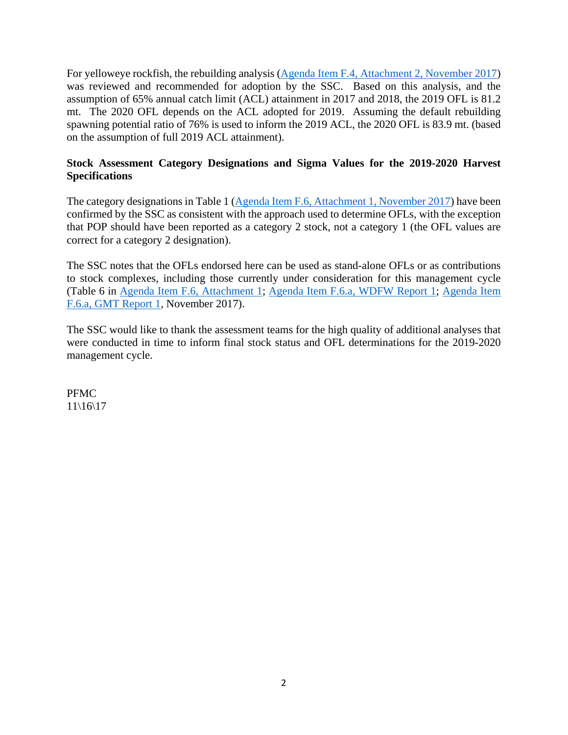For yelloweye rockfish, the rebuilding analysis (Agenda Item F.4, Attachment 2, November 2017) was reviewed and recommended for adoption by the SSC. Based on this analysis, and the assumption of 65% annual catch limit (ACL) attainment in 2017 and 2018, the 2019 OFL is 81.2 mt. The 2020 OFL depends on the ACL adopted for 2019. Assuming the default rebuilding spawning potential ratio of 76% is used to inform the 2019 ACL, the 2020 OFL is 83.9 mt. (based on the assumption of full 2019 ACL attainment).

**Stock Assessment Category Designations and Sigma Values for the 2019-2020 Harvest Specifications**

The category designations in Table 1 (Agenda Item F.6, Attachment 1, November 2017) have been confirmed by the SSC as consistent with the approach used to determine OFLs, with the exception that POP should have been reported as a category 2 stock, not a category 1 (the OFL values are correct for a category 2 designation).

The SSC notes that the OFLs endorsed here can be used as stand-alone OFLs or as contributions to stock complexes, including those currently under consideration for this management cycle (Table 6 in Agenda Item F.6, Attachment 1; Agenda Item F.6.a, WDFW Report 1; Agenda Item F.6.a, GMT Report 1, November 2017).

The SSC would like to thank the assessment teams for the high quality of additional analyses that were conducted in time to inform final stock status and OFL determinations for the 2019-2020 management cycle.

PFMC
11\16\17